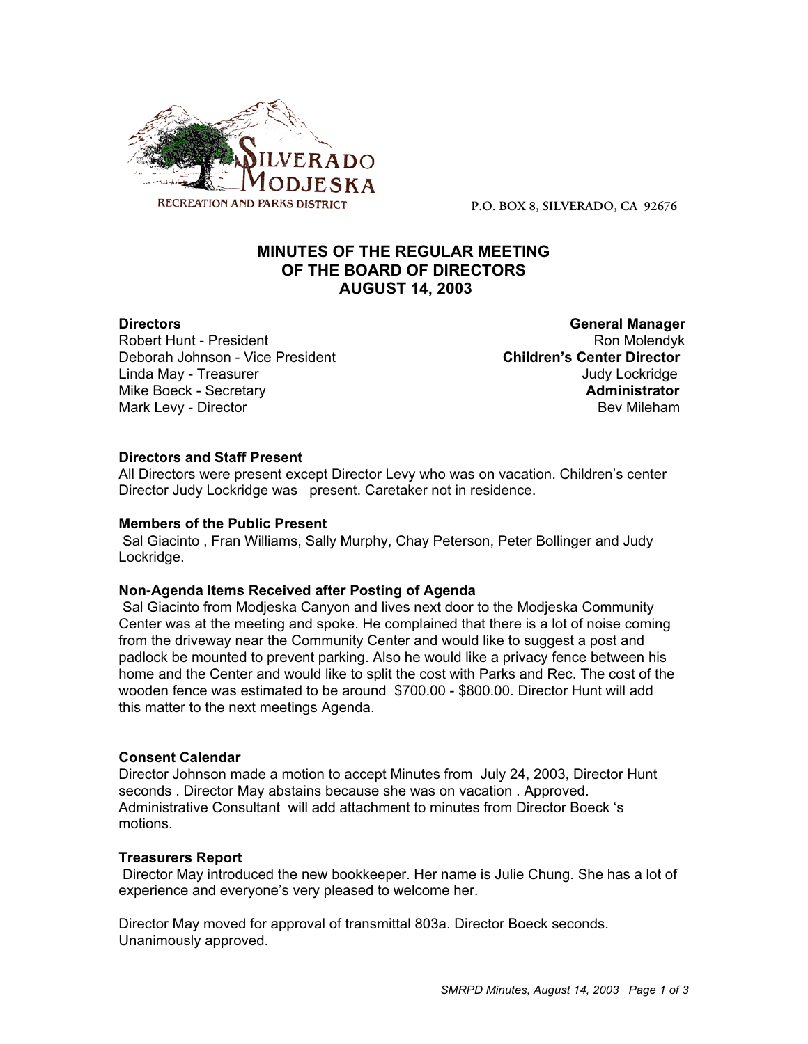SILVERADO MODJESKA
RECREATION AND PARKS DISTRICT

P.O. BOX 8, SILVERADO, CA 92676

# MINUTES OF THE REGULAR MEETING OF THE BOARD OF DIRECTORS AUGUST 14, 2003

**Directors**
Robert Hunt - President
Deborah Johnson - Vice President
Linda May - Treasurer
Mike Boeck - Secretary
Mark Levy - Director

**General Manager**
Ron Molendyk
**Children's Center Director**
Judy Lockridge
**Administrator**
Bev Mileham

**Directors and Staff Present**
All Directors were present except Director Levy who was on vacation. Children's center Director Judy Lockridge was present. Caretaker not in residence.

**Members of the Public Present**
Sal Giacinto , Fran Williams, Sally Murphy, Chay Peterson, Peter Bollinger and Judy Lockridge.

**Non-Agenda Items Received after Posting of Agenda**
Sal Giacinto from Modjeska Canyon and lives next door to the Modjeska Community Center was at the meeting and spoke. He complained that there is a lot of noise coming from the driveway near the Community Center and would like to suggest a post and padlock be mounted to prevent parking. Also he would like a privacy fence between his home and the Center and would like to split the cost with Parks and Rec. The cost of the wooden fence was estimated to be around $700.00 - $800.00. Director Hunt will add this matter to the next meetings Agenda.

**Consent Calendar**
Director Johnson made a motion to accept Minutes from July 24, 2003, Director Hunt seconds . Director May abstains because she was on vacation . Approved. Administrative Consultant will add attachment to minutes from Director Boeck 's motions.

**Treasurers Report**
Director May introduced the new bookkeeper. Her name is Julie Chung. She has a lot of experience and everyone's very pleased to welcome her.

Director May moved for approval of transmittal 803a. Director Boeck seconds. Unanimously approved.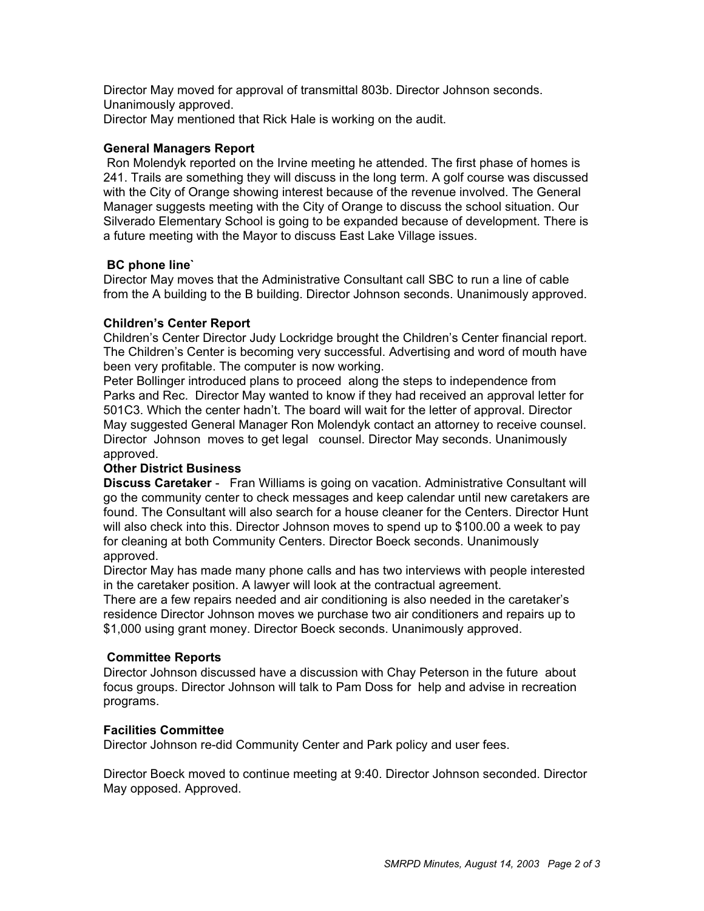Director May moved for approval of transmittal 803b. Director Johnson seconds. Unanimously approved.
Director May mentioned that Rick Hale is working on the audit.

**General Managers Report**
Ron Molendyk reported on the Irvine meeting he attended. The first phase of homes is 241. Trails are something they will discuss in the long term. A golf course was discussed with the City of Orange showing interest because of the revenue involved. The General Manager suggests meeting with the City of Orange to discuss the school situation. Our Silverado Elementary School is going to be expanded because of development. There is a future meeting with the Mayor to discuss East Lake Village issues.

**BC phone line`**
Director May moves that the Administrative Consultant call SBC to run a line of cable from the A building to the B building. Director Johnson seconds. Unanimously approved.

**Children's Center Report**
Children's Center Director Judy Lockridge brought the Children's Center financial report. The Children's Center is becoming very successful. Advertising and word of mouth have been very profitable. The computer is now working.
Peter Bollinger introduced plans to proceed along the steps to independence from Parks and Rec. Director May wanted to know if they had received an approval letter for 501C3. Which the center hadn't. The board will wait for the letter of approval. Director May suggested General Manager Ron Molendyk contact an attorney to receive counsel. Director Johnson moves to get legal counsel. Director May seconds. Unanimously approved.

**Other District Business**
**Discuss Caretaker** - Fran Williams is going on vacation. Administrative Consultant will go the community center to check messages and keep calendar until new caretakers are found. The Consultant will also search for a house cleaner for the Centers. Director Hunt will also check into this. Director Johnson moves to spend up to $100.00 a week to pay for cleaning at both Community Centers. Director Boeck seconds. Unanimously approved.
Director May has made many phone calls and has two interviews with people interested in the caretaker position. A lawyer will look at the contractual agreement.
There are a few repairs needed and air conditioning is also needed in the caretaker's residence Director Johnson moves we purchase two air conditioners and repairs up to $1,000 using grant money. Director Boeck seconds. Unanimously approved.

**Committee Reports**
Director Johnson discussed have a discussion with Chay Peterson in the future about focus groups. Director Johnson will talk to Pam Doss for help and advise in recreation programs.

**Facilities Committee**
Director Johnson re-did Community Center and Park policy and user fees.

Director Boeck moved to continue meeting at 9:40. Director Johnson seconded. Director May opposed. Approved.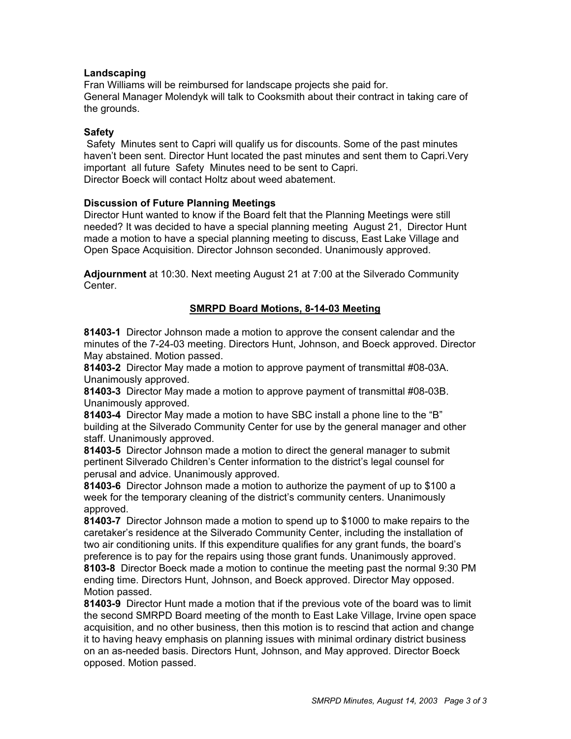**Landscaping**

Fran Williams will be reimbursed for landscape projects she paid for.
General Manager Molendyk will talk to Cooksmith about their contract in taking care of the grounds.

**Safety**

Safety Minutes sent to Capri will qualify us for discounts. Some of the past minutes haven't been sent. Director Hunt located the past minutes and sent them to Capri.Very important all future Safety Minutes need to be sent to Capri.
Director Boeck will contact Holtz about weed abatement.

**Discussion of Future Planning Meetings**

Director Hunt wanted to know if the Board felt that the Planning Meetings were still needed? It was decided to have a special planning meeting August 21, Director Hunt made a motion to have a special planning meeting to discuss, East Lake Village and Open Space Acquisition. Director Johnson seconded. Unanimously approved.

**Adjournment** at 10:30. Next meeting August 21 at 7:00 at the Silverado Community Center.

## SMRPD Board Motions, 8-14-03 Meeting

**81403-1** Director Johnson made a motion to approve the consent calendar and the minutes of the 7-24-03 meeting. Directors Hunt, Johnson, and Boeck approved. Director May abstained. Motion passed.
**81403-2** Director May made a motion to approve payment of transmittal #08-03A. Unanimously approved.
**81403-3** Director May made a motion to approve payment of transmittal #08-03B. Unanimously approved.
**81403-4** Director May made a motion to have SBC install a phone line to the "B" building at the Silverado Community Center for use by the general manager and other staff. Unanimously approved.
**81403-5** Director Johnson made a motion to direct the general manager to submit pertinent Silverado Children's Center information to the district's legal counsel for perusal and advice. Unanimously approved.
**81403-6** Director Johnson made a motion to authorize the payment of up to $100 a week for the temporary cleaning of the district's community centers. Unanimously approved.
**81403-7** Director Johnson made a motion to spend up to $1000 to make repairs to the caretaker's residence at the Silverado Community Center, including the installation of two air conditioning units. If this expenditure qualifies for any grant funds, the board's preference is to pay for the repairs using those grant funds. Unanimously approved.
**8103-8** Director Boeck made a motion to continue the meeting past the normal 9:30 PM ending time. Directors Hunt, Johnson, and Boeck approved. Director May opposed. Motion passed.
**81403-9** Director Hunt made a motion that if the previous vote of the board was to limit the second SMRPD Board meeting of the month to East Lake Village, Irvine open space acquisition, and no other business, then this motion is to rescind that action and change it to having heavy emphasis on planning issues with minimal ordinary district business on an as-needed basis. Directors Hunt, Johnson, and May approved. Director Boeck opposed. Motion passed.